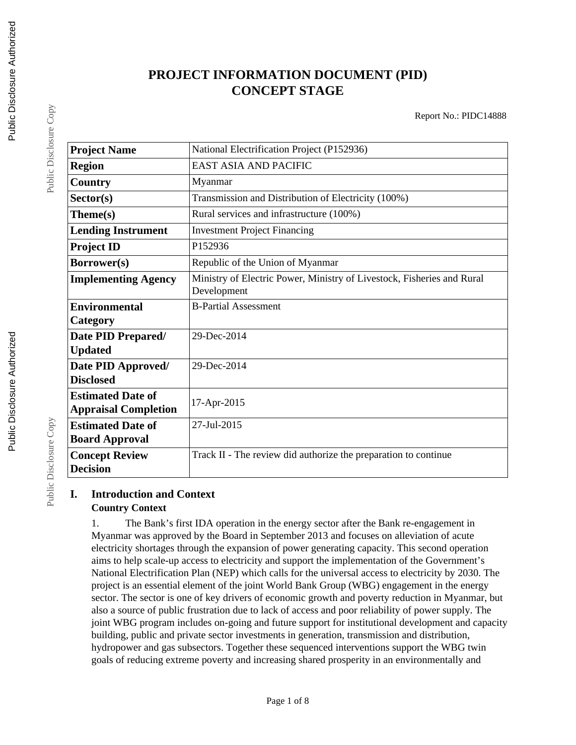# PROJECT INFORMATION DOCUMENT (PID) CONCEPT STAGE

Report No.: PIDC14888

| | |
|---|---|
| **Project Name** | National Electrification Project (P152936) |
| **Region** | EAST ASIA AND PACIFIC |
| **Country** | Myanmar |
| **Sector(s)** | Transmission and Distribution of Electricity (100%) |
| **Theme(s)** | Rural services and infrastructure (100%) |
| **Lending Instrument** | Investment Project Financing |
| **Project ID** | P152936 |
| **Borrower(s)** | Republic of the Union of Myanmar |
| **Implementing Agency** | Ministry of Electric Power, Ministry of Livestock, Fisheries and Rural Development |
| **Environmental Category** | B-Partial Assessment |
| **Date PID Prepared/ Updated** | 29-Dec-2014 |
| **Date PID Approved/ Disclosed** | 29-Dec-2014 |
| **Estimated Date of Appraisal Completion** | 17-Apr-2015 |
| **Estimated Date of Board Approval** | 27-Jul-2015 |
| **Concept Review Decision** | Track II - The review did authorize the preparation to continue |

## I. Introduction and Context

### Country Context

1. The Bank's first IDA operation in the energy sector after the Bank re-engagement in Myanmar was approved by the Board in September 2013 and focuses on alleviation of acute electricity shortages through the expansion of power generating capacity. This second operation aims to help scale-up access to electricity and support the implementation of the Government's National Electrification Plan (NEP) which calls for the universal access to electricity by 2030. The project is an essential element of the joint World Bank Group (WBG) engagement in the energy sector. The sector is one of key drivers of economic growth and poverty reduction in Myanmar, but also a source of public frustration due to lack of access and poor reliability of power supply. The joint WBG program includes on-going and future support for institutional development and capacity building, public and private sector investments in generation, transmission and distribution, hydropower and gas subsectors. Together these sequenced interventions support the WBG twin goals of reducing extreme poverty and increasing shared prosperity in an environmentally and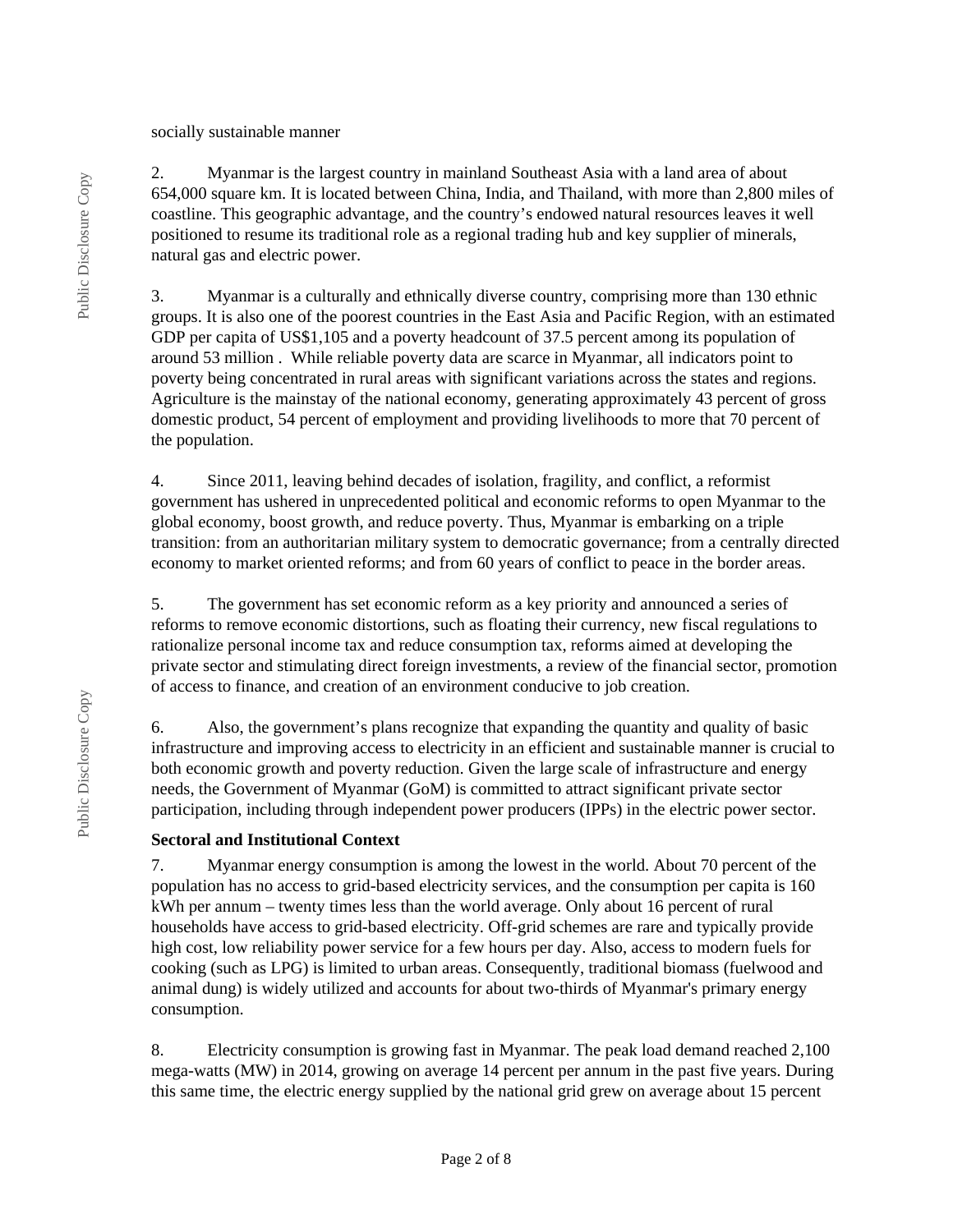socially sustainable manner

2. Myanmar is the largest country in mainland Southeast Asia with a land area of about 654,000 square km. It is located between China, India, and Thailand, with more than 2,800 miles of coastline. This geographic advantage, and the country's endowed natural resources leaves it well positioned to resume its traditional role as a regional trading hub and key supplier of minerals, natural gas and electric power.

3. Myanmar is a culturally and ethnically diverse country, comprising more than 130 ethnic groups. It is also one of the poorest countries in the East Asia and Pacific Region, with an estimated GDP per capita of US$1,105 and a poverty headcount of 37.5 percent among its population of around 53 million . While reliable poverty data are scarce in Myanmar, all indicators point to poverty being concentrated in rural areas with significant variations across the states and regions. Agriculture is the mainstay of the national economy, generating approximately 43 percent of gross domestic product, 54 percent of employment and providing livelihoods to more that 70 percent of the population.

4. Since 2011, leaving behind decades of isolation, fragility, and conflict, a reformist government has ushered in unprecedented political and economic reforms to open Myanmar to the global economy, boost growth, and reduce poverty. Thus, Myanmar is embarking on a triple transition: from an authoritarian military system to democratic governance; from a centrally directed economy to market oriented reforms; and from 60 years of conflict to peace in the border areas.

5. The government has set economic reform as a key priority and announced a series of reforms to remove economic distortions, such as floating their currency, new fiscal regulations to rationalize personal income tax and reduce consumption tax, reforms aimed at developing the private sector and stimulating direct foreign investments, a review of the financial sector, promotion of access to finance, and creation of an environment conducive to job creation.

6. Also, the government's plans recognize that expanding the quantity and quality of basic infrastructure and improving access to electricity in an efficient and sustainable manner is crucial to both economic growth and poverty reduction. Given the large scale of infrastructure and energy needs, the Government of Myanmar (GoM) is committed to attract significant private sector participation, including through independent power producers (IPPs) in the electric power sector.

**Sectoral and Institutional Context**

7. Myanmar energy consumption is among the lowest in the world. About 70 percent of the population has no access to grid-based electricity services, and the consumption per capita is 160 kWh per annum – twenty times less than the world average. Only about 16 percent of rural households have access to grid-based electricity. Off-grid schemes are rare and typically provide high cost, low reliability power service for a few hours per day. Also, access to modern fuels for cooking (such as LPG) is limited to urban areas. Consequently, traditional biomass (fuelwood and animal dung) is widely utilized and accounts for about two-thirds of Myanmar's primary energy consumption.

8. Electricity consumption is growing fast in Myanmar. The peak load demand reached 2,100 mega-watts (MW) in 2014, growing on average 14 percent per annum in the past five years. During this same time, the electric energy supplied by the national grid grew on average about 15 percent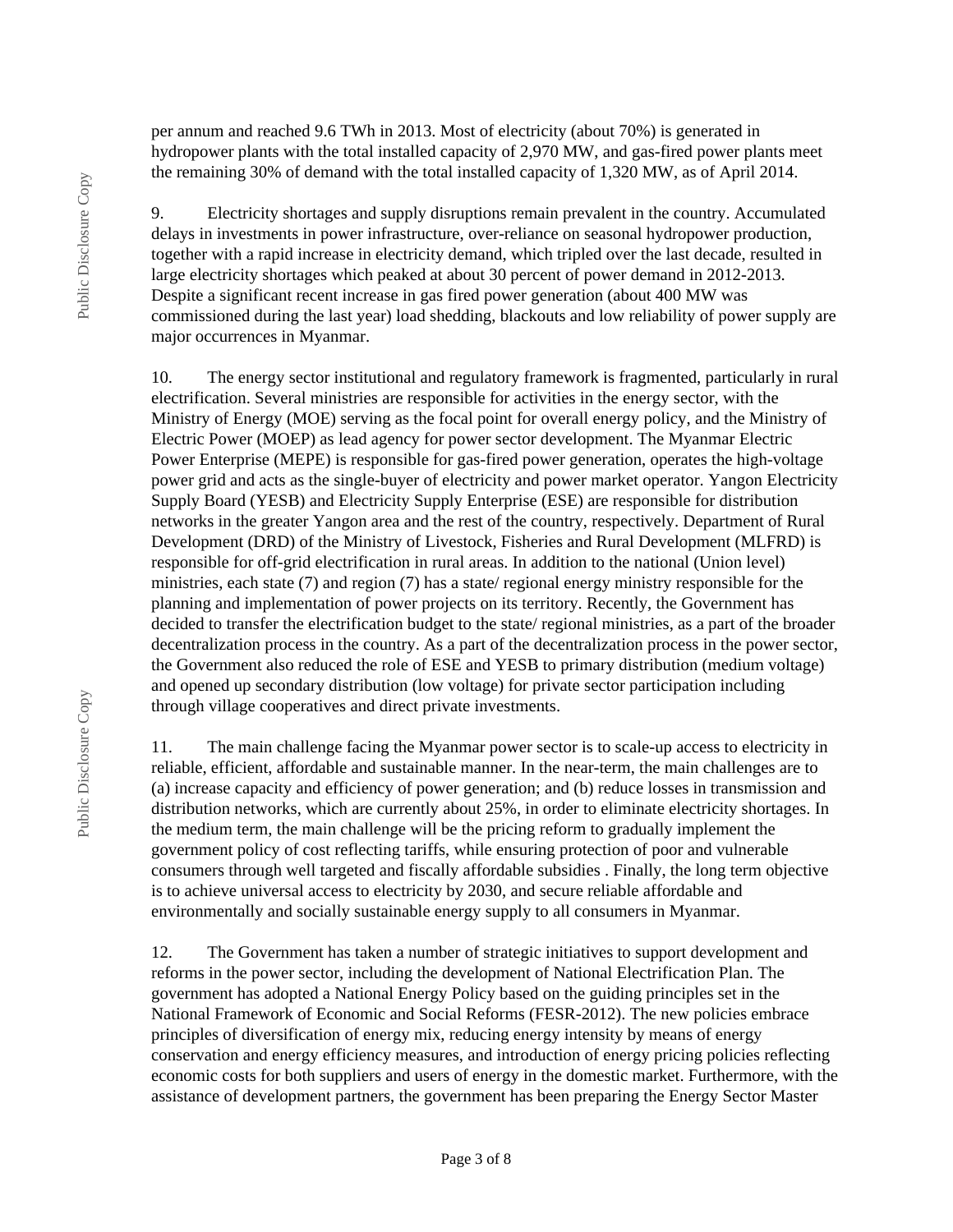per annum and reached 9.6 TWh in 2013. Most of electricity (about 70%) is generated in hydropower plants with the total installed capacity of 2,970 MW, and gas-fired power plants meet the remaining 30% of demand with the total installed capacity of 1,320 MW, as of April 2014.

9. Electricity shortages and supply disruptions remain prevalent in the country. Accumulated delays in investments in power infrastructure, over-reliance on seasonal hydropower production, together with a rapid increase in electricity demand, which tripled over the last decade, resulted in large electricity shortages which peaked at about 30 percent of power demand in 2012-2013. Despite a significant recent increase in gas fired power generation (about 400 MW was commissioned during the last year) load shedding, blackouts and low reliability of power supply are major occurrences in Myanmar.

10. The energy sector institutional and regulatory framework is fragmented, particularly in rural electrification. Several ministries are responsible for activities in the energy sector, with the Ministry of Energy (MOE) serving as the focal point for overall energy policy, and the Ministry of Electric Power (MOEP) as lead agency for power sector development. The Myanmar Electric Power Enterprise (MEPE) is responsible for gas-fired power generation, operates the high-voltage power grid and acts as the single-buyer of electricity and power market operator. Yangon Electricity Supply Board (YESB) and Electricity Supply Enterprise (ESE) are responsible for distribution networks in the greater Yangon area and the rest of the country, respectively. Department of Rural Development (DRD) of the Ministry of Livestock, Fisheries and Rural Development (MLFRD) is responsible for off-grid electrification in rural areas. In addition to the national (Union level) ministries, each state (7) and region (7) has a state/ regional energy ministry responsible for the planning and implementation of power projects on its territory. Recently, the Government has decided to transfer the electrification budget to the state/ regional ministries, as a part of the broader decentralization process in the country. As a part of the decentralization process in the power sector, the Government also reduced the role of ESE and YESB to primary distribution (medium voltage) and opened up secondary distribution (low voltage) for private sector participation including through village cooperatives and direct private investments.

11. The main challenge facing the Myanmar power sector is to scale-up access to electricity in reliable, efficient, affordable and sustainable manner. In the near-term, the main challenges are to (a) increase capacity and efficiency of power generation; and (b) reduce losses in transmission and distribution networks, which are currently about 25%, in order to eliminate electricity shortages. In the medium term, the main challenge will be the pricing reform to gradually implement the government policy of cost reflecting tariffs, while ensuring protection of poor and vulnerable consumers through well targeted and fiscally affordable subsidies . Finally, the long term objective is to achieve universal access to electricity by 2030, and secure reliable affordable and environmentally and socially sustainable energy supply to all consumers in Myanmar.

12. The Government has taken a number of strategic initiatives to support development and reforms in the power sector, including the development of National Electrification Plan. The government has adopted a National Energy Policy based on the guiding principles set in the National Framework of Economic and Social Reforms (FESR-2012). The new policies embrace principles of diversification of energy mix, reducing energy intensity by means of energy conservation and energy efficiency measures, and introduction of energy pricing policies reflecting economic costs for both suppliers and users of energy in the domestic market. Furthermore, with the assistance of development partners, the government has been preparing the Energy Sector Master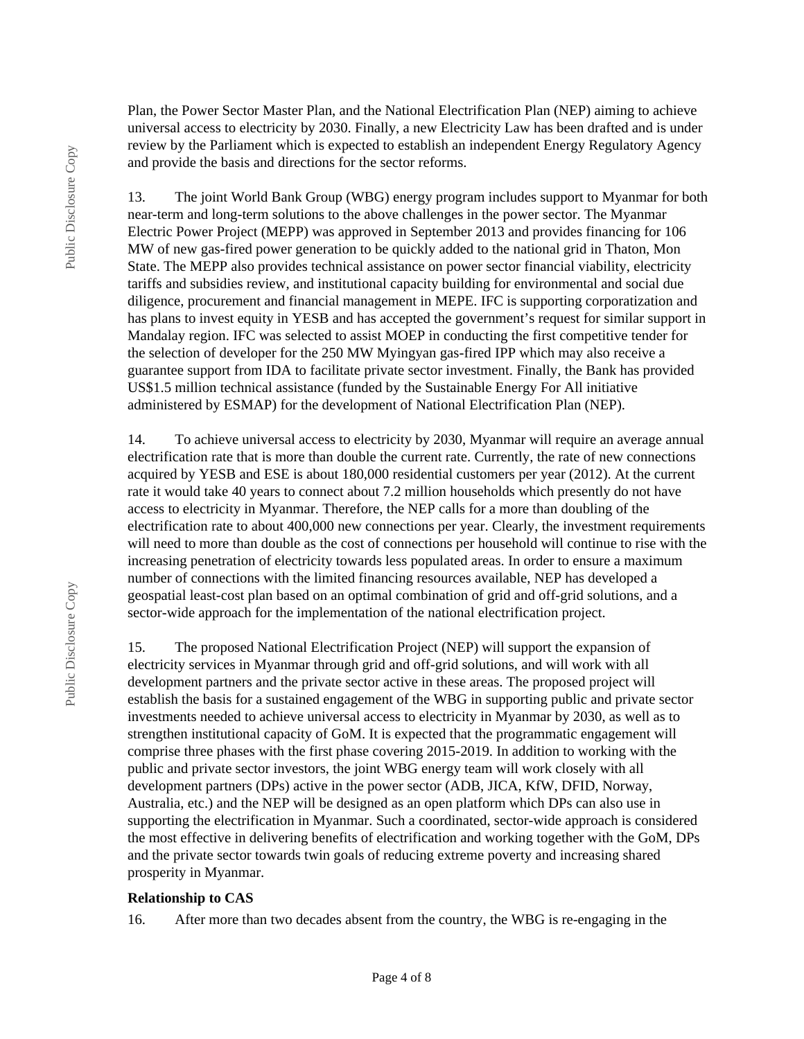Plan, the Power Sector Master Plan, and the National Electrification Plan (NEP) aiming to achieve universal access to electricity by 2030. Finally, a new Electricity Law has been drafted and is under review by the Parliament which is expected to establish an independent Energy Regulatory Agency and provide the basis and directions for the sector reforms.

13. The joint World Bank Group (WBG) energy program includes support to Myanmar for both near-term and long-term solutions to the above challenges in the power sector. The Myanmar Electric Power Project (MEPP) was approved in September 2013 and provides financing for 106 MW of new gas-fired power generation to be quickly added to the national grid in Thaton, Mon State. The MEPP also provides technical assistance on power sector financial viability, electricity tariffs and subsidies review, and institutional capacity building for environmental and social due diligence, procurement and financial management in MEPE. IFC is supporting corporatization and has plans to invest equity in YESB and has accepted the government's request for similar support in Mandalay region. IFC was selected to assist MOEP in conducting the first competitive tender for the selection of developer for the 250 MW Myingyan gas-fired IPP which may also receive a guarantee support from IDA to facilitate private sector investment. Finally, the Bank has provided US$1.5 million technical assistance (funded by the Sustainable Energy For All initiative administered by ESMAP) for the development of National Electrification Plan (NEP).

14. To achieve universal access to electricity by 2030, Myanmar will require an average annual electrification rate that is more than double the current rate. Currently, the rate of new connections acquired by YESB and ESE is about 180,000 residential customers per year (2012). At the current rate it would take 40 years to connect about 7.2 million households which presently do not have access to electricity in Myanmar. Therefore, the NEP calls for a more than doubling of the electrification rate to about 400,000 new connections per year. Clearly, the investment requirements will need to more than double as the cost of connections per household will continue to rise with the increasing penetration of electricity towards less populated areas. In order to ensure a maximum number of connections with the limited financing resources available, NEP has developed a geospatial least-cost plan based on an optimal combination of grid and off-grid solutions, and a sector-wide approach for the implementation of the national electrification project.

15. The proposed National Electrification Project (NEP) will support the expansion of electricity services in Myanmar through grid and off-grid solutions, and will work with all development partners and the private sector active in these areas. The proposed project will establish the basis for a sustained engagement of the WBG in supporting public and private sector investments needed to achieve universal access to electricity in Myanmar by 2030, as well as to strengthen institutional capacity of GoM. It is expected that the programmatic engagement will comprise three phases with the first phase covering 2015-2019. In addition to working with the public and private sector investors, the joint WBG energy team will work closely with all development partners (DPs) active in the power sector (ADB, JICA, KfW, DFID, Norway, Australia, etc.) and the NEP will be designed as an open platform which DPs can also use in supporting the electrification in Myanmar. Such a coordinated, sector-wide approach is considered the most effective in delivering benefits of electrification and working together with the GoM, DPs and the private sector towards twin goals of reducing extreme poverty and increasing shared prosperity in Myanmar.

**Relationship to CAS**

16. After more than two decades absent from the country, the WBG is re-engaging in the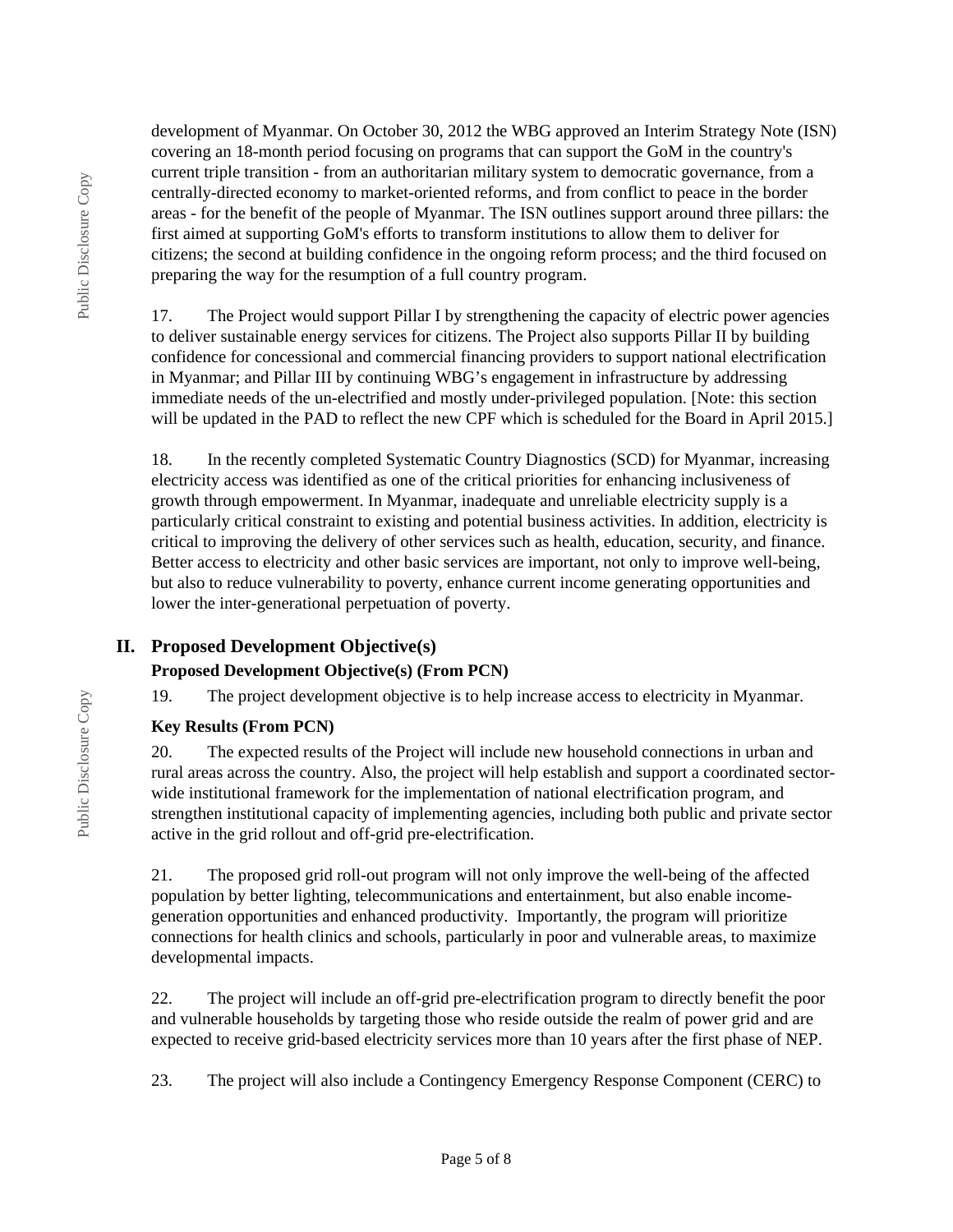development of Myanmar. On October 30, 2012 the WBG approved an Interim Strategy Note (ISN) covering an 18-month period focusing on programs that can support the GoM in the country's current triple transition - from an authoritarian military system to democratic governance, from a centrally-directed economy to market-oriented reforms, and from conflict to peace in the border areas - for the benefit of the people of Myanmar. The ISN outlines support around three pillars: the first aimed at supporting GoM's efforts to transform institutions to allow them to deliver for citizens; the second at building confidence in the ongoing reform process; and the third focused on preparing the way for the resumption of a full country program.

17. The Project would support Pillar I by strengthening the capacity of electric power agencies to deliver sustainable energy services for citizens. The Project also supports Pillar II by building confidence for concessional and commercial financing providers to support national electrification in Myanmar; and Pillar III by continuing WBG's engagement in infrastructure by addressing immediate needs of the un-electrified and mostly under-privileged population. [Note: this section will be updated in the PAD to reflect the new CPF which is scheduled for the Board in April 2015.]

18. In the recently completed Systematic Country Diagnostics (SCD) for Myanmar, increasing electricity access was identified as one of the critical priorities for enhancing inclusiveness of growth through empowerment. In Myanmar, inadequate and unreliable electricity supply is a particularly critical constraint to existing and potential business activities. In addition, electricity is critical to improving the delivery of other services such as health, education, security, and finance. Better access to electricity and other basic services are important, not only to improve well-being, but also to reduce vulnerability to poverty, enhance current income generating opportunities and lower the inter-generational perpetuation of poverty.

## II. Proposed Development Objective(s)

### Proposed Development Objective(s) (From PCN)

19. The project development objective is to help increase access to electricity in Myanmar.

### Key Results (From PCN)

20. The expected results of the Project will include new household connections in urban and rural areas across the country. Also, the project will help establish and support a coordinated sector-wide institutional framework for the implementation of national electrification program, and strengthen institutional capacity of implementing agencies, including both public and private sector active in the grid rollout and off-grid pre-electrification.

21. The proposed grid roll-out program will not only improve the well-being of the affected population by better lighting, telecommunications and entertainment, but also enable income-generation opportunities and enhanced productivity. Importantly, the program will prioritize connections for health clinics and schools, particularly in poor and vulnerable areas, to maximize developmental impacts.

22. The project will include an off-grid pre-electrification program to directly benefit the poor and vulnerable households by targeting those who reside outside the realm of power grid and are expected to receive grid-based electricity services more than 10 years after the first phase of NEP.

23. The project will also include a Contingency Emergency Response Component (CERC) to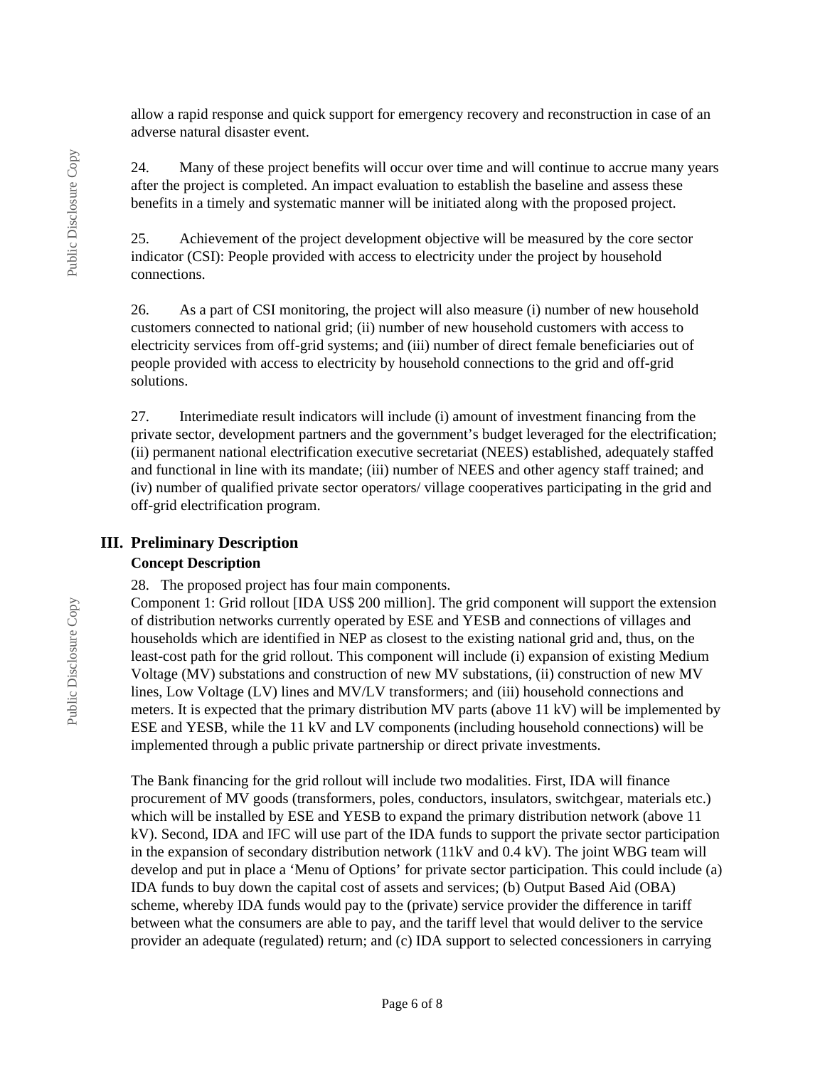allow a rapid response and quick support for emergency recovery and reconstruction in case of an adverse natural disaster event.

24. Many of these project benefits will occur over time and will continue to accrue many years after the project is completed. An impact evaluation to establish the baseline and assess these benefits in a timely and systematic manner will be initiated along with the proposed project.

25. Achievement of the project development objective will be measured by the core sector indicator (CSI): People provided with access to electricity under the project by household connections.

26. As a part of CSI monitoring, the project will also measure (i) number of new household customers connected to national grid; (ii) number of new household customers with access to electricity services from off-grid systems; and (iii) number of direct female beneficiaries out of people provided with access to electricity by household connections to the grid and off-grid solutions.

27. Interimediate result indicators will include (i) amount of investment financing from the private sector, development partners and the government's budget leveraged for the electrification; (ii) permanent national electrification executive secretariat (NEES) established, adequately staffed and functional in line with its mandate; (iii) number of NEES and other agency staff trained; and (iv) number of qualified private sector operators/ village cooperatives participating in the grid and off-grid electrification program.

# III. Preliminary Description

## Concept Description

28. The proposed project has four main components.

Component 1: Grid rollout [IDA US$ 200 million]. The grid component will support the extension of distribution networks currently operated by ESE and YESB and connections of villages and households which are identified in NEP as closest to the existing national grid and, thus, on the least-cost path for the grid rollout. This component will include (i) expansion of existing Medium Voltage (MV) substations and construction of new MV substations, (ii) construction of new MV lines, Low Voltage (LV) lines and MV/LV transformers; and (iii) household connections and meters. It is expected that the primary distribution MV parts (above 11 kV) will be implemented by ESE and YESB, while the 11 kV and LV components (including household connections) will be implemented through a public private partnership or direct private investments.

The Bank financing for the grid rollout will include two modalities. First, IDA will finance procurement of MV goods (transformers, poles, conductors, insulators, switchgear, materials etc.) which will be installed by ESE and YESB to expand the primary distribution network (above 11 kV). Second, IDA and IFC will use part of the IDA funds to support the private sector participation in the expansion of secondary distribution network (11kV and 0.4 kV). The joint WBG team will develop and put in place a 'Menu of Options' for private sector participation. This could include (a) IDA funds to buy down the capital cost of assets and services; (b) Output Based Aid (OBA) scheme, whereby IDA funds would pay to the (private) service provider the difference in tariff between what the consumers are able to pay, and the tariff level that would deliver to the service provider an adequate (regulated) return; and (c) IDA support to selected concessioners in carrying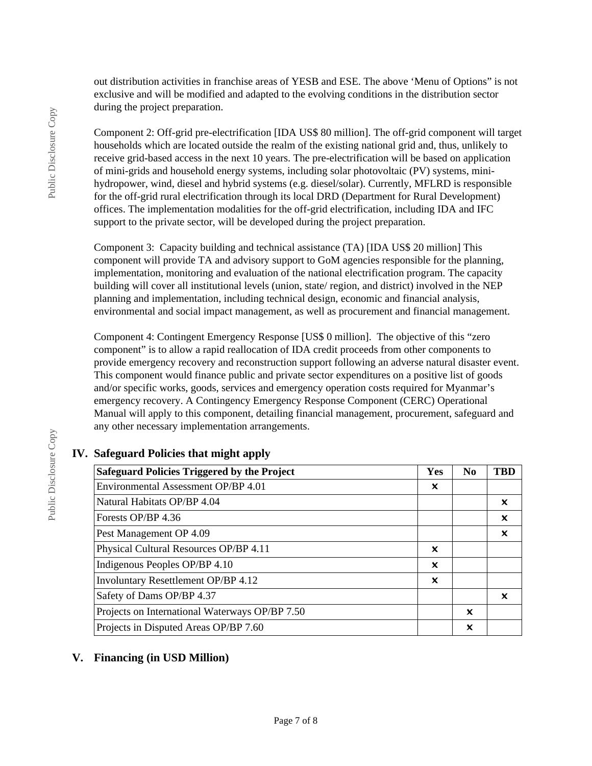out distribution activities in franchise areas of YESB and ESE. The above ‘Menu of Options” is not exclusive and will be modified and adapted to the evolving conditions in the distribution sector during the project preparation.

Component 2: Off-grid pre-electrification [IDA US$ 80 million]. The off-grid component will target households which are located outside the realm of the existing national grid and, thus, unlikely to receive grid-based access in the next 10 years. The pre-electrification will be based on application of mini-grids and household energy systems, including solar photovoltaic (PV) systems, mini-hydropower, wind, diesel and hybrid systems (e.g. diesel/solar). Currently, MFLRD is responsible for the off-grid rural electrification through its local DRD (Department for Rural Development) offices. The implementation modalities for the off-grid electrification, including IDA and IFC support to the private sector, will be developed during the project preparation.

Component 3: Capacity building and technical assistance (TA) [IDA US$ 20 million] This component will provide TA and advisory support to GoM agencies responsible for the planning, implementation, monitoring and evaluation of the national electrification program. The capacity building will cover all institutional levels (union, state/ region, and district) involved in the NEP planning and implementation, including technical design, economic and financial analysis, environmental and social impact management, as well as procurement and financial management.

Component 4: Contingent Emergency Response [US$ 0 million]. The objective of this “zero component” is to allow a rapid reallocation of IDA credit proceeds from other components to provide emergency recovery and reconstruction support following an adverse natural disaster event. This component would finance public and private sector expenditures on a positive list of goods and/or specific works, goods, services and emergency operation costs required for Myanmar’s emergency recovery. A Contingency Emergency Response Component (CERC) Operational Manual will apply to this component, detailing financial management, procurement, safeguard and any other necessary implementation arrangements.

## IV. Safeguard Policies that might apply

| Safeguard Policies Triggered by the Project | Yes | No | TBD |
|---|---|---|---|
| Environmental Assessment OP/BP 4.01 | x | | |
| Natural Habitats OP/BP 4.04 | | | x |
| Forests OP/BP 4.36 | | | x |
| Pest Management OP 4.09 | | | x |
| Physical Cultural Resources OP/BP 4.11 | x | | |
| Indigenous Peoples OP/BP 4.10 | x | | |
| Involuntary Resettlement OP/BP 4.12 | x | | |
| Safety of Dams OP/BP 4.37 | | | x |
| Projects on International Waterways OP/BP 7.50 | | x | |
| Projects in Disputed Areas OP/BP 7.60 | | x | |

## V. Financing (in USD Million)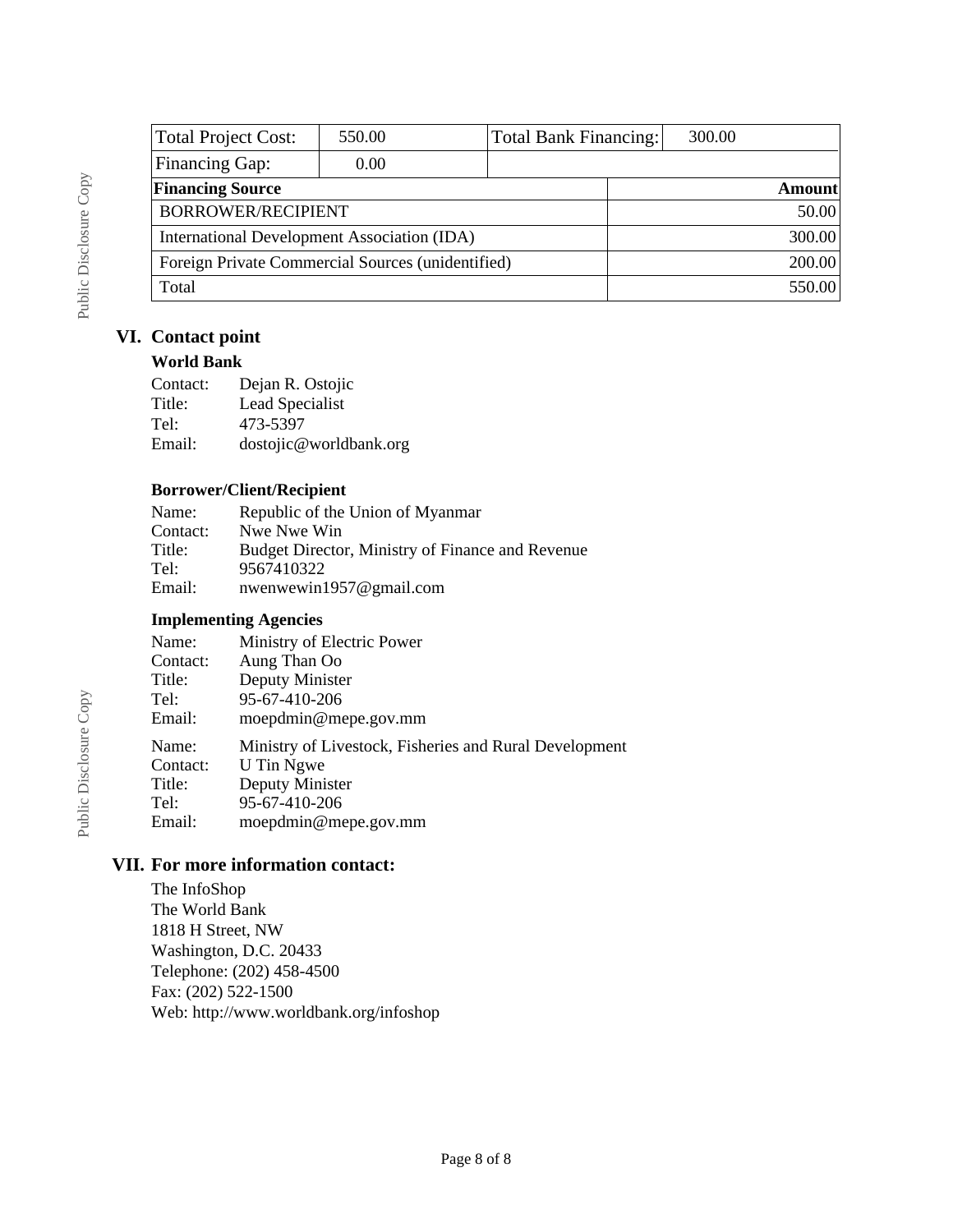| Total Project Cost: | 550.00 | Total Bank Financing: | 300.00 |
|---|---|---|---|
| Financing Gap: | 0.00 | | |

| Financing Source | Amount |
|---|---|
| BORROWER/RECIPIENT | 50.00 |
| International Development Association (IDA) | 300.00 |
| Foreign Private Commercial Sources (unidentified) | 200.00 |
| Total | 550.00 |

## VI. Contact point

### World Bank

Contact: Dejan R. Ostojic
Title: Lead Specialist
Tel: 473-5397
Email: dostojic@worldbank.org

### Borrower/Client/Recipient

Name: Republic of the Union of Myanmar
Contact: Nwe Nwe Win
Title: Budget Director, Ministry of Finance and Revenue
Tel: 9567410322
Email: nwenwewin1957@gmail.com

### Implementing Agencies

Name: Ministry of Electric Power
Contact: Aung Than Oo
Title: Deputy Minister
Tel: 95-67-410-206
Email: moepdmin@mepe.gov.mm

Name: Ministry of Livestock, Fisheries and Rural Development
Contact: U Tin Ngwe
Title: Deputy Minister
Tel: 95-67-410-206
Email: moepdmin@mepe.gov.mm

## VII. For more information contact:

The InfoShop
The World Bank
1818 H Street, NW
Washington, D.C. 20433
Telephone: (202) 458-4500
Fax: (202) 522-1500
Web: http://www.worldbank.org/infoshop